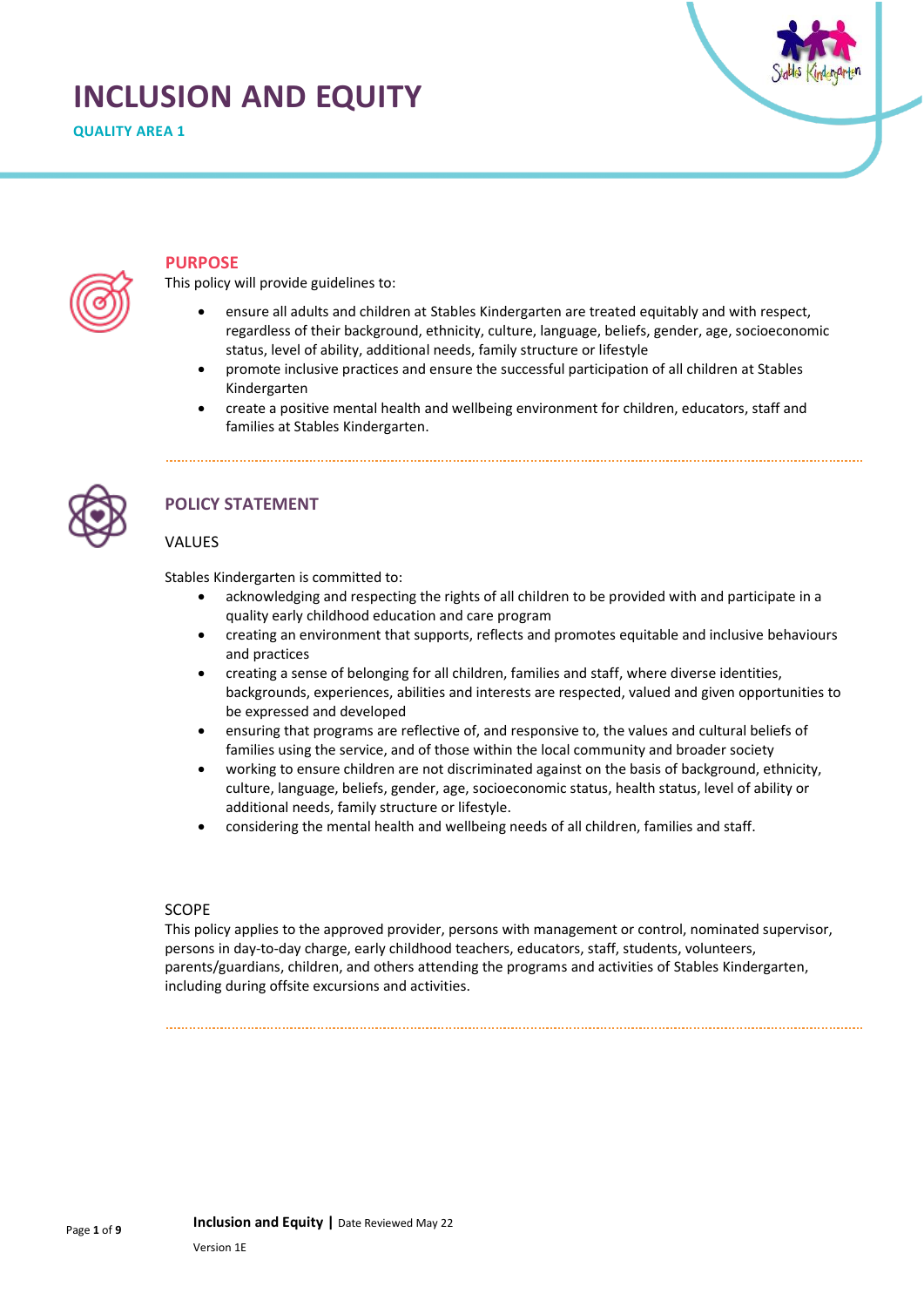# INCLUSION AND EQUITY

**QUALITY AREA 1**

## PURPOSE

This policy will provide guidelines to:

- ensure all adults and children at Stables Kindergarten are treated equitably and with respect, regardless of their background, ethnicity, culture, language, beliefs, gender, age, socioeconomic status, level of ability, additional needs, family structure or lifestyle
- promote inclusive practices and ensure the successful participation of all children at Stables Kindergarten
- create a positive mental health and wellbeing environment for children, educators, staff and families at Stables Kindergarten.

## POLICY STATEMENT

### VALUES

Stables Kindergarten is committed to:

- acknowledging and respecting the rights of all children to be provided with and participate in a quality early childhood education and care program
- creating an environment that supports, reflects and promotes equitable and inclusive behaviours and practices
- creating a sense of belonging for all children, families and staff, where diverse identities, backgrounds, experiences, abilities and interests are respected, valued and given opportunities to be expressed and developed
- ensuring that programs are reflective of, and responsive to, the values and cultural beliefs of families using the service, and of those within the local community and broader society
- working to ensure children are not discriminated against on the basis of background, ethnicity, culture, language, beliefs, gender, age, socioeconomic status, health status, level of ability or additional needs, family structure or lifestyle.
- considering the mental health and wellbeing needs of all children, families and staff.

### SCOPE

This policy applies to the approved provider, persons with management or control, nominated supervisor, persons in day-to-day charge, early childhood teachers, educators, staff, students, volunteers, parents/guardians, children, and others attending the programs and activities of Stables Kindergarten, including during offsite excursions and activities.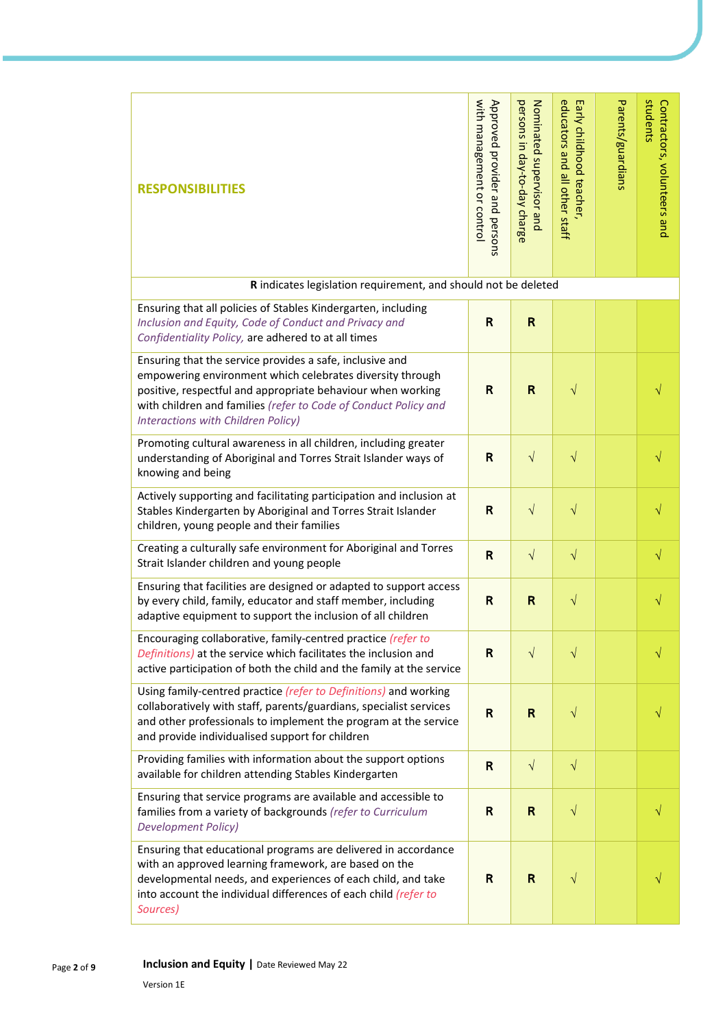| RESPONSIBILITIES | Approved provider and persons with management or control | Nominated supervisor and persons in day-to-day charge | Early childhood teacher, educators and all other staff | Parents/guardians | Contractors, volunteers and students |
|---|---|---|---|---|---|
| **R** indicates legislation requirement, and should not be deleted | | | | | |
| Ensuring that all policies of Stables Kindergarten, including *Inclusion and Equity, Code of Conduct and Privacy and Confidentiality Policy,* are adhered to at all times | **R** | **R** | | | |
| Ensuring that the service provides a safe, inclusive and empowering environment which celebrates diversity through positive, respectful and appropriate behaviour when working with children and families *(refer to Code of Conduct Policy and Interactions with Children Policy)* | **R** | **R** | √ | | √ |
| Promoting cultural awareness in all children, including greater understanding of Aboriginal and Torres Strait Islander ways of knowing and being | **R** | √ | √ | | √ |
| Actively supporting and facilitating participation and inclusion at Stables Kindergarten by Aboriginal and Torres Strait Islander children, young people and their families | **R** | √ | √ | | √ |
| Creating a culturally safe environment for Aboriginal and Torres Strait Islander children and young people | **R** | √ | √ | | √ |
| Ensuring that facilities are designed or adapted to support access by every child, family, educator and staff member, including adaptive equipment to support the inclusion of all children | **R** | **R** | √ | | √ |
| Encouraging collaborative, family-centred practice *(refer to Definitions)* at the service which facilitates the inclusion and active participation of both the child and the family at the service | **R** | √ | √ | | √ |
| Using family-centred practice *(refer to Definitions)* and working collaboratively with staff, parents/guardians, specialist services and other professionals to implement the program at the service and provide individualised support for children | **R** | **R** | √ | | √ |
| Providing families with information about the support options available for children attending Stables Kindergarten | **R** | √ | √ | | |
| Ensuring that service programs are available and accessible to families from a variety of backgrounds *(refer to Curriculum Development Policy)* | **R** | **R** | √ | | √ |
| Ensuring that educational programs are delivered in accordance with an approved learning framework, are based on the developmental needs, and experiences of each child, and take into account the individual differences of each child *(refer to Sources)* | **R** | **R** | √ | | √ |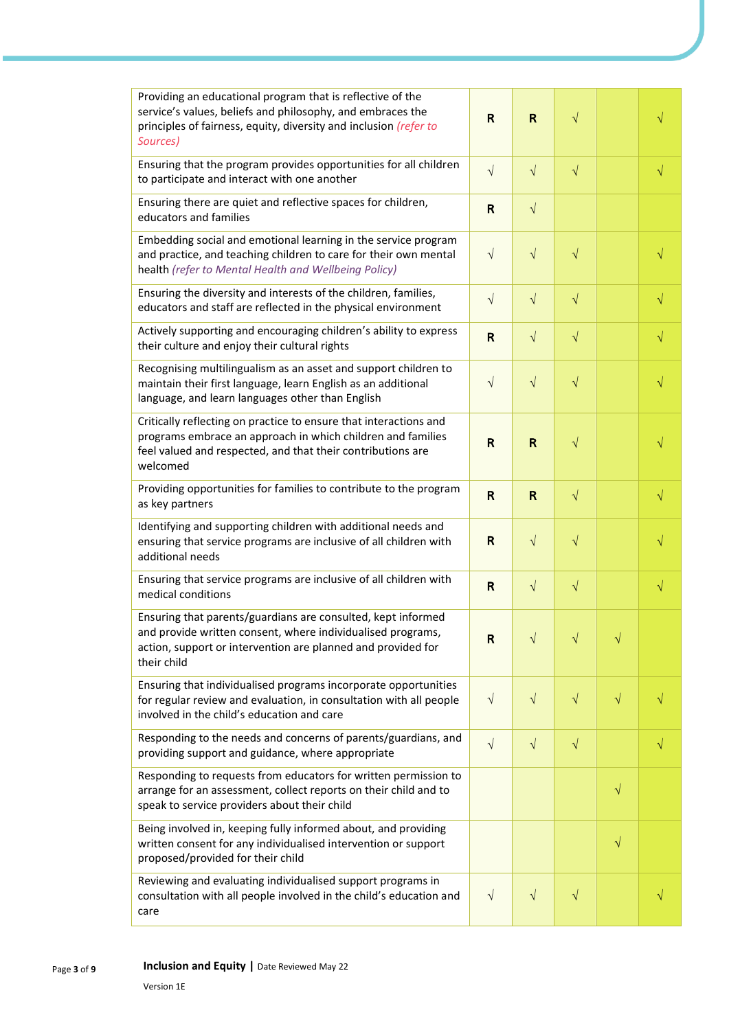| | | | | | |
|---|---|---|---|---|---|
| Providing an educational program that is reflective of the service's values, beliefs and philosophy, and embraces the principles of fairness, equity, diversity and inclusion *(refer to Sources)* | **R** | **R** | √ | | √ |
| Ensuring that the program provides opportunities for all children to participate and interact with one another | √ | √ | √ | | √ |
| Ensuring there are quiet and reflective spaces for children, educators and families | **R** | √ | | | |
| Embedding social and emotional learning in the service program and practice, and teaching children to care for their own mental health *(refer to Mental Health and Wellbeing Policy)* | √ | √ | √ | | √ |
| Ensuring the diversity and interests of the children, families, educators and staff are reflected in the physical environment | √ | √ | √ | | √ |
| Actively supporting and encouraging children's ability to express their culture and enjoy their cultural rights | **R** | √ | √ | | √ |
| Recognising multilingualism as an asset and support children to maintain their first language, learn English as an additional language, and learn languages other than English | √ | √ | √ | | √ |
| Critically reflecting on practice to ensure that interactions and programs embrace an approach in which children and families feel valued and respected, and that their contributions are welcomed | **R** | **R** | √ | | √ |
| Providing opportunities for families to contribute to the program as key partners | **R** | **R** | √ | | √ |
| Identifying and supporting children with additional needs and ensuring that service programs are inclusive of all children with additional needs | **R** | √ | √ | | √ |
| Ensuring that service programs are inclusive of all children with medical conditions | **R** | √ | √ | | √ |
| Ensuring that parents/guardians are consulted, kept informed and provide written consent, where individualised programs, action, support or intervention are planned and provided for their child | **R** | √ | √ | √ | |
| Ensuring that individualised programs incorporate opportunities for regular review and evaluation, in consultation with all people involved in the child's education and care | √ | √ | √ | √ | √ |
| Responding to the needs and concerns of parents/guardians, and providing support and guidance, where appropriate | √ | √ | √ | | √ |
| Responding to requests from educators for written permission to arrange for an assessment, collect reports on their child and to speak to service providers about their child | | | | √ | |
| Being involved in, keeping fully informed about, and providing written consent for any individualised intervention or support proposed/provided for their child | | | | √ | |
| Reviewing and evaluating individualised support programs in consultation with all people involved in the child's education and care | √ | √ | √ | | √ |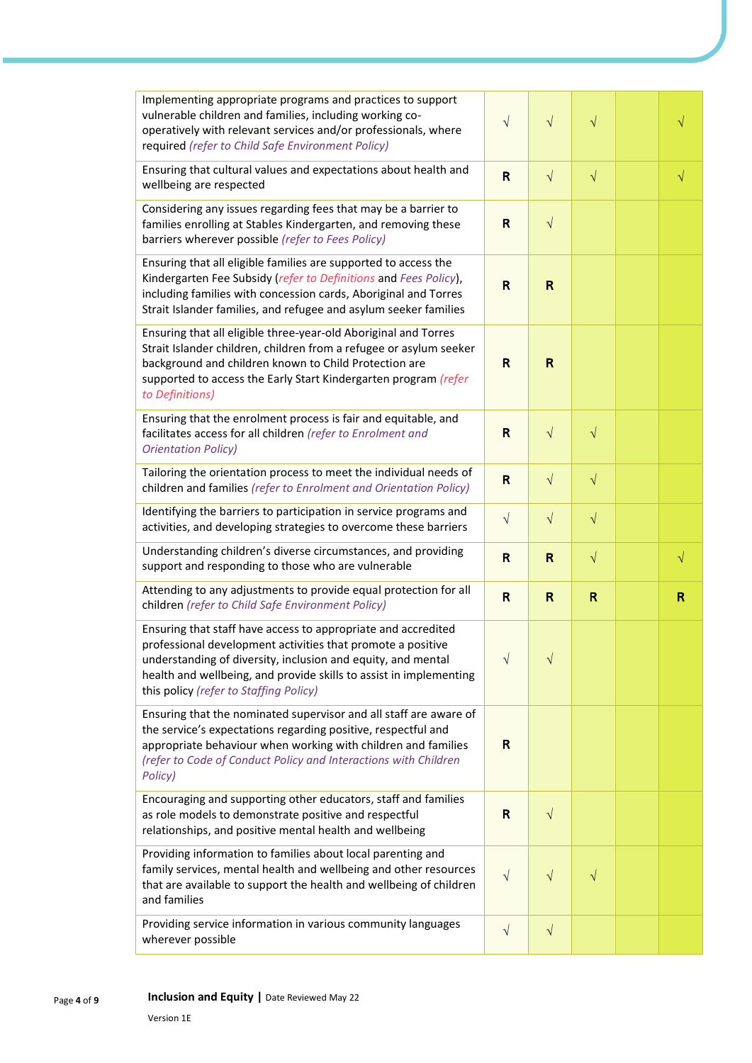| | | | | | |
|---|---|---|---|---|---|
| Implementing appropriate programs and practices to support vulnerable children and families, including working co-operatively with relevant services and/or professionals, where required *(refer to Child Safe Environment Policy)* | √ | √ | √ | | √ |
| Ensuring that cultural values and expectations about health and wellbeing are respected | **R** | √ | √ | | √ |
| Considering any issues regarding fees that may be a barrier to families enrolling at Stables Kindergarten, and removing these barriers wherever possible *(refer to Fees Policy)* | **R** | √ | | | |
| Ensuring that all eligible families are supported to access the Kindergarten Fee Subsidy (*refer to Definitions* and *Fees Policy*), including families with concession cards, Aboriginal and Torres Strait Islander families, and refugee and asylum seeker families | **R** | **R** | | | |
| Ensuring that all eligible three-year-old Aboriginal and Torres Strait Islander children, children from a refugee or asylum seeker background and children known to Child Protection are supported to access the Early Start Kindergarten program *(refer to Definitions)* | **R** | **R** | | | |
| Ensuring that the enrolment process is fair and equitable, and facilitates access for all children *(refer to Enrolment and Orientation Policy)* | **R** | √ | √ | | |
| Tailoring the orientation process to meet the individual needs of children and families *(refer to Enrolment and Orientation Policy)* | **R** | √ | √ | | |
| Identifying the barriers to participation in service programs and activities, and developing strategies to overcome these barriers | √ | √ | √ | | |
| Understanding children's diverse circumstances, and providing support and responding to those who are vulnerable | **R** | **R** | √ | | √ |
| Attending to any adjustments to provide equal protection for all children *(refer to Child Safe Environment Policy)* | **R** | **R** | **R** | | **R** |
| Ensuring that staff have access to appropriate and accredited professional development activities that promote a positive understanding of diversity, inclusion and equity, and mental health and wellbeing, and provide skills to assist in implementing this policy *(refer to Staffing Policy)* | √ | √ | | | |
| Ensuring that the nominated supervisor and all staff are aware of the service's expectations regarding positive, respectful and appropriate behaviour when working with children and families *(refer to Code of Conduct Policy and Interactions with Children Policy)* | **R** | | | | |
| Encouraging and supporting other educators, staff and families as role models to demonstrate positive and respectful relationships, and positive mental health and wellbeing | **R** | √ | | | |
| Providing information to families about local parenting and family services, mental health and wellbeing and other resources that are available to support the health and wellbeing of children and families | √ | √ | √ | | |
| Providing service information in various community languages wherever possible | √ | √ | | | |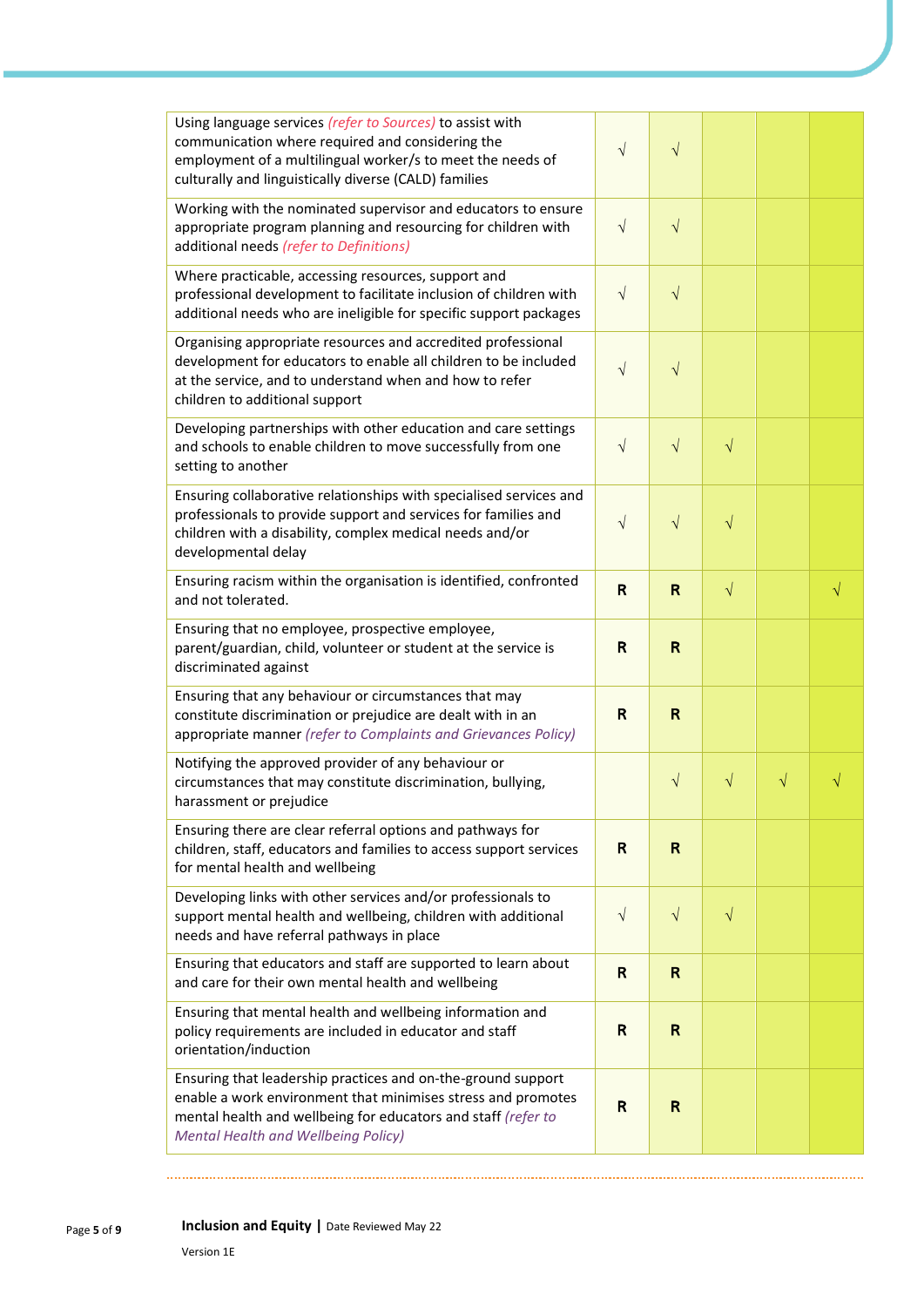| | | | | | |
|---|---|---|---|---|---|
| Using language services *(refer to Sources)* to assist with communication where required and considering the employment of a multilingual worker/s to meet the needs of culturally and linguistically diverse (CALD) families | √ | √ | | | |
| Working with the nominated supervisor and educators to ensure appropriate program planning and resourcing for children with additional needs *(refer to Definitions)* | √ | √ | | | |
| Where practicable, accessing resources, support and professional development to facilitate inclusion of children with additional needs who are ineligible for specific support packages | √ | √ | | | |
| Organising appropriate resources and accredited professional development for educators to enable all children to be included at the service, and to understand when and how to refer children to additional support | √ | √ | | | |
| Developing partnerships with other education and care settings and schools to enable children to move successfully from one setting to another | √ | √ | √ | | |
| Ensuring collaborative relationships with specialised services and professionals to provide support and services for families and children with a disability, complex medical needs and/or developmental delay | √ | √ | √ | | |
| Ensuring racism within the organisation is identified, confronted and not tolerated. | **R** | **R** | √ | | √ |
| Ensuring that no employee, prospective employee, parent/guardian, child, volunteer or student at the service is discriminated against | **R** | **R** | | | |
| Ensuring that any behaviour or circumstances that may constitute discrimination or prejudice are dealt with in an appropriate manner *(refer to Complaints and Grievances Policy)* | **R** | **R** | | | |
| Notifying the approved provider of any behaviour or circumstances that may constitute discrimination, bullying, harassment or prejudice | | √ | √ | √ | √ |
| Ensuring there are clear referral options and pathways for children, staff, educators and families to access support services for mental health and wellbeing | **R** | **R** | | | |
| Developing links with other services and/or professionals to support mental health and wellbeing, children with additional needs and have referral pathways in place | √ | √ | √ | | |
| Ensuring that educators and staff are supported to learn about and care for their own mental health and wellbeing | **R** | **R** | | | |
| Ensuring that mental health and wellbeing information and policy requirements are included in educator and staff orientation/induction | **R** | **R** | | | |
| Ensuring that leadership practices and on-the-ground support enable a work environment that minimises stress and promotes mental health and wellbeing for educators and staff *(refer to Mental Health and Wellbeing Policy)* | **R** | **R** | | | |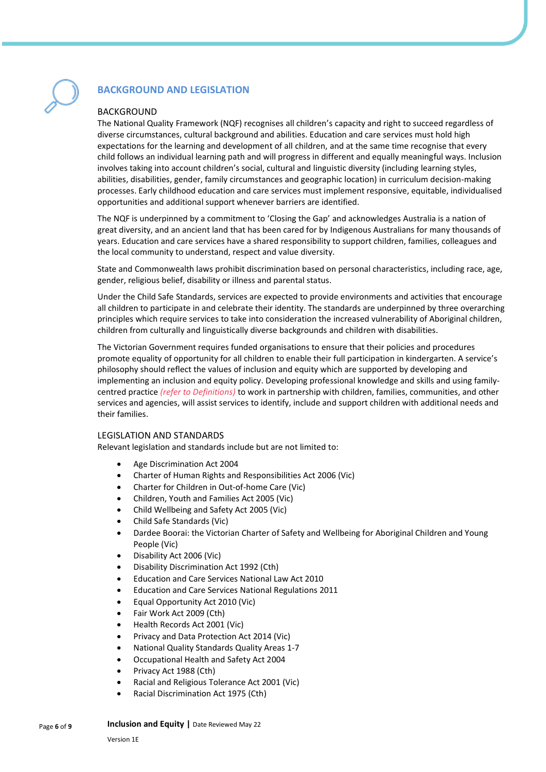## BACKGROUND AND LEGISLATION

### BACKGROUND

The National Quality Framework (NQF) recognises all children's capacity and right to succeed regardless of diverse circumstances, cultural background and abilities. Education and care services must hold high expectations for the learning and development of all children, and at the same time recognise that every child follows an individual learning path and will progress in different and equally meaningful ways. Inclusion involves taking into account children's social, cultural and linguistic diversity (including learning styles, abilities, disabilities, gender, family circumstances and geographic location) in curriculum decision-making processes. Early childhood education and care services must implement responsive, equitable, individualised opportunities and additional support whenever barriers are identified.

The NQF is underpinned by a commitment to 'Closing the Gap' and acknowledges Australia is a nation of great diversity, and an ancient land that has been cared for by Indigenous Australians for many thousands of years. Education and care services have a shared responsibility to support children, families, colleagues and the local community to understand, respect and value diversity.

State and Commonwealth laws prohibit discrimination based on personal characteristics, including race, age, gender, religious belief, disability or illness and parental status.

Under the Child Safe Standards, services are expected to provide environments and activities that encourage all children to participate in and celebrate their identity. The standards are underpinned by three overarching principles which require services to take into consideration the increased vulnerability of Aboriginal children, children from culturally and linguistically diverse backgrounds and children with disabilities.

The Victorian Government requires funded organisations to ensure that their policies and procedures promote equality of opportunity for all children to enable their full participation in kindergarten. A service's philosophy should reflect the values of inclusion and equity which are supported by developing and implementing an inclusion and equity policy. Developing professional knowledge and skills and using family-centred practice *(refer to Definitions)* to work in partnership with children, families, communities, and other services and agencies, will assist services to identify, include and support children with additional needs and their families.

### LEGISLATION AND STANDARDS

Relevant legislation and standards include but are not limited to:

- Age Discrimination Act 2004
- Charter of Human Rights and Responsibilities Act 2006 (Vic)
- Charter for Children in Out-of-home Care (Vic)
- Children, Youth and Families Act 2005 (Vic)
- Child Wellbeing and Safety Act 2005 (Vic)
- Child Safe Standards (Vic)
- Dardee Boorai: the Victorian Charter of Safety and Wellbeing for Aboriginal Children and Young People (Vic)
- Disability Act 2006 (Vic)
- Disability Discrimination Act 1992 (Cth)
- Education and Care Services National Law Act 2010
- Education and Care Services National Regulations 2011
- Equal Opportunity Act 2010 (Vic)
- Fair Work Act 2009 (Cth)
- Health Records Act 2001 (Vic)
- Privacy and Data Protection Act 2014 (Vic)
- National Quality Standards Quality Areas 1-7
- Occupational Health and Safety Act 2004
- Privacy Act 1988 (Cth)
- Racial and Religious Tolerance Act 2001 (Vic)
- Racial Discrimination Act 1975 (Cth)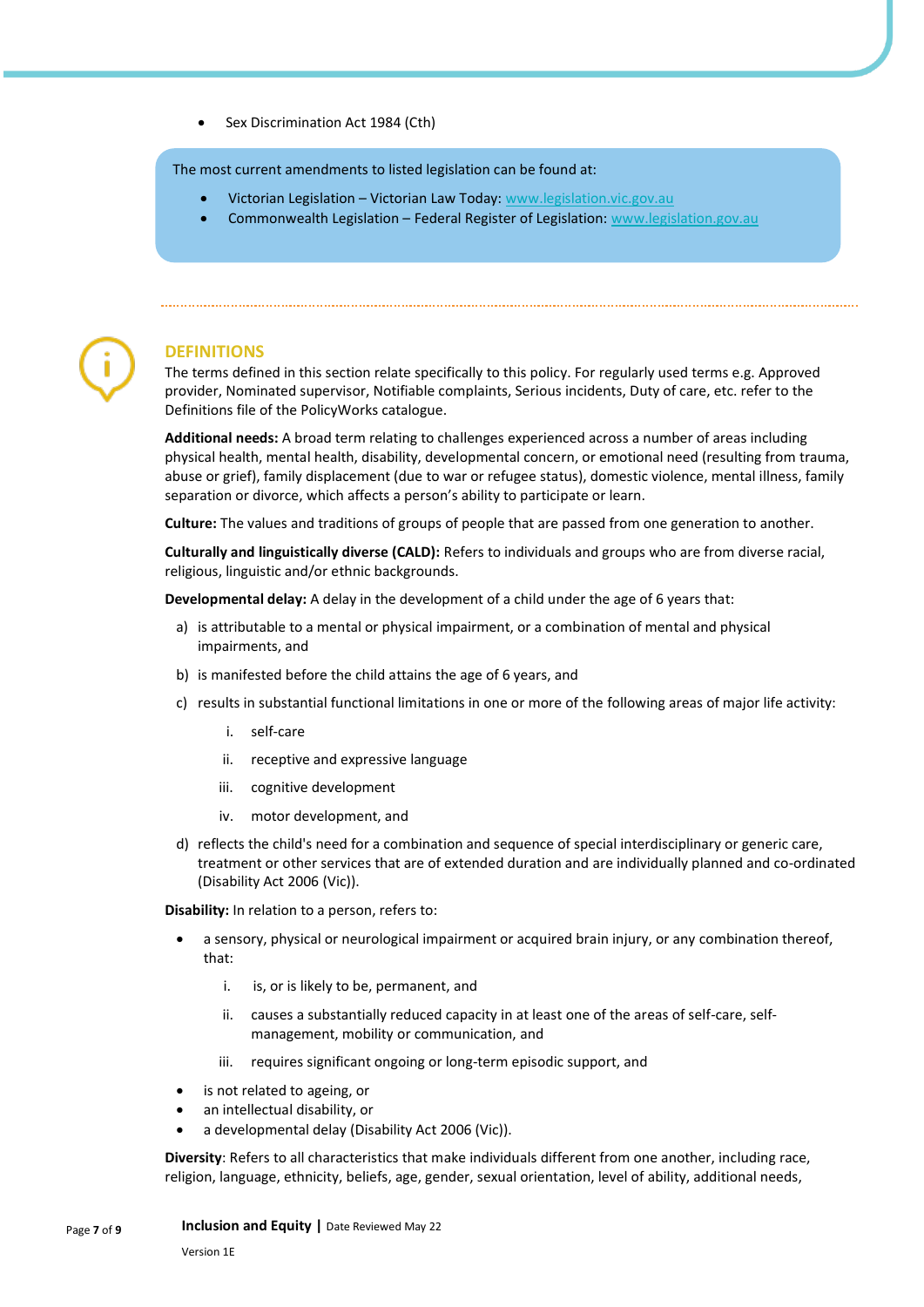- Sex Discrimination Act 1984 (Cth)

The most current amendments to listed legislation can be found at:

- Victorian Legislation – Victorian Law Today: www.legislation.vic.gov.au
- Commonwealth Legislation – Federal Register of Legislation: www.legislation.gov.au

## DEFINITIONS

The terms defined in this section relate specifically to this policy. For regularly used terms e.g. Approved provider, Nominated supervisor, Notifiable complaints, Serious incidents, Duty of care, etc. refer to the Definitions file of the PolicyWorks catalogue.

**Additional needs:** A broad term relating to challenges experienced across a number of areas including physical health, mental health, disability, developmental concern, or emotional need (resulting from trauma, abuse or grief), family displacement (due to war or refugee status), domestic violence, mental illness, family separation or divorce, which affects a person's ability to participate or learn.

**Culture:** The values and traditions of groups of people that are passed from one generation to another.

**Culturally and linguistically diverse (CALD):** Refers to individuals and groups who are from diverse racial, religious, linguistic and/or ethnic backgrounds.

**Developmental delay:** A delay in the development of a child under the age of 6 years that:

a) is attributable to a mental or physical impairment, or a combination of mental and physical impairments, and

b) is manifested before the child attains the age of 6 years, and

c) results in substantial functional limitations in one or more of the following areas of major life activity:

   i. self-care

   ii. receptive and expressive language

   iii. cognitive development

   iv. motor development, and

d) reflects the child's need for a combination and sequence of special interdisciplinary or generic care, treatment or other services that are of extended duration and are individually planned and co-ordinated (Disability Act 2006 (Vic)).

**Disability:** In relation to a person, refers to:

- a sensory, physical or neurological impairment or acquired brain injury, or any combination thereof, that:

   i. is, or is likely to be, permanent, and

   ii. causes a substantially reduced capacity in at least one of the areas of self-care, self-management, mobility or communication, and

   iii. requires significant ongoing or long-term episodic support, and

- is not related to ageing, or
- an intellectual disability, or
- a developmental delay (Disability Act 2006 (Vic)).

**Diversity**: Refers to all characteristics that make individuals different from one another, including race, religion, language, ethnicity, beliefs, age, gender, sexual orientation, level of ability, additional needs,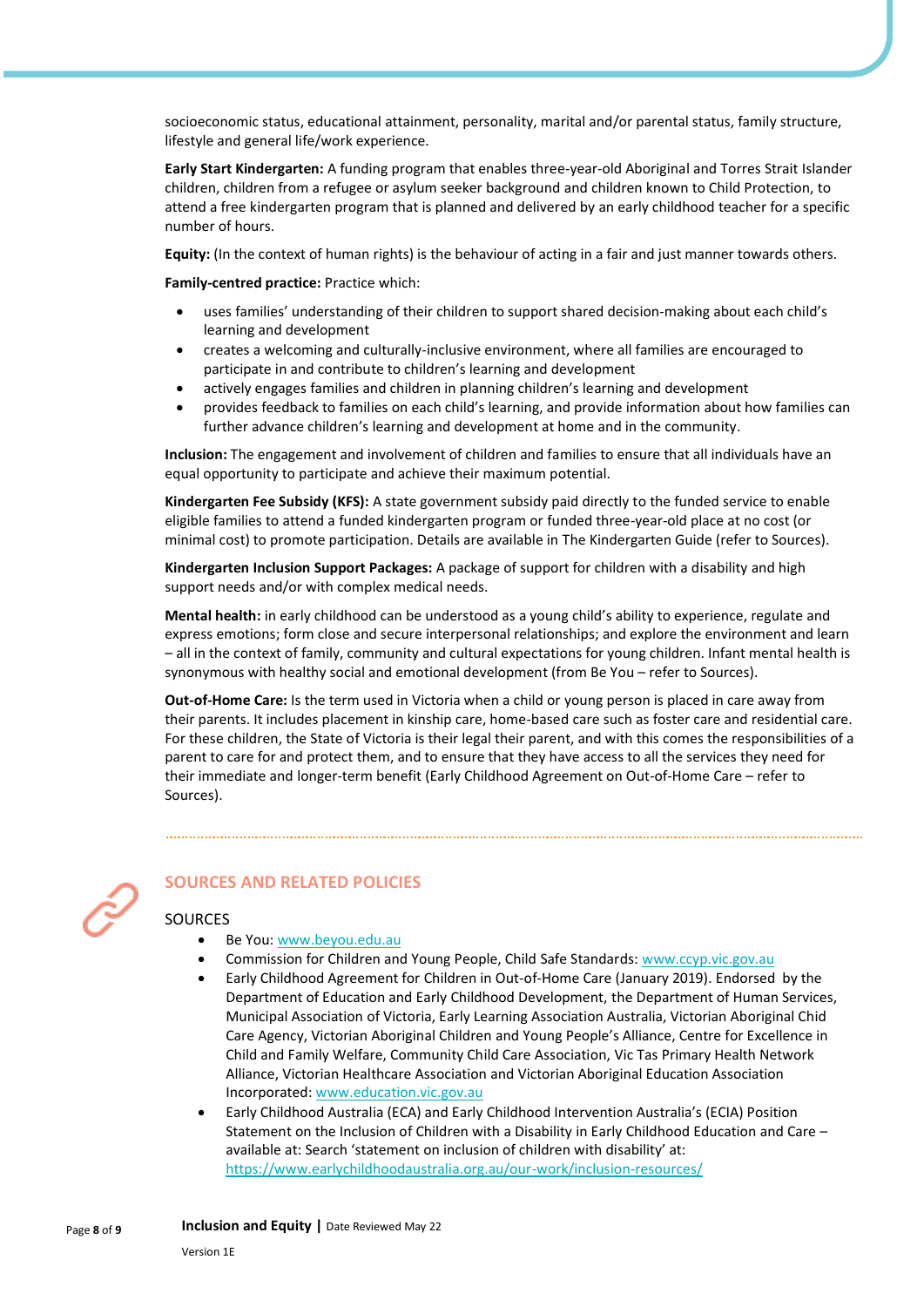socioeconomic status, educational attainment, personality, marital and/or parental status, family structure, lifestyle and general life/work experience.

**Early Start Kindergarten:** A funding program that enables three-year-old Aboriginal and Torres Strait Islander children, children from a refugee or asylum seeker background and children known to Child Protection, to attend a free kindergarten program that is planned and delivered by an early childhood teacher for a specific number of hours.

**Equity:** (In the context of human rights) is the behaviour of acting in a fair and just manner towards others.

**Family-centred practice:** Practice which:

- uses families' understanding of their children to support shared decision-making about each child's learning and development
- creates a welcoming and culturally-inclusive environment, where all families are encouraged to participate in and contribute to children's learning and development
- actively engages families and children in planning children's learning and development
- provides feedback to families on each child's learning, and provide information about how families can further advance children's learning and development at home and in the community.

**Inclusion:** The engagement and involvement of children and families to ensure that all individuals have an equal opportunity to participate and achieve their maximum potential.

**Kindergarten Fee Subsidy (KFS):** A state government subsidy paid directly to the funded service to enable eligible families to attend a funded kindergarten program or funded three-year-old place at no cost (or minimal cost) to promote participation. Details are available in The Kindergarten Guide (refer to Sources).

**Kindergarten Inclusion Support Packages:** A package of support for children with a disability and high support needs and/or with complex medical needs.

**Mental health:** in early childhood can be understood as a young child's ability to experience, regulate and express emotions; form close and secure interpersonal relationships; and explore the environment and learn – all in the context of family, community and cultural expectations for young children. Infant mental health is synonymous with healthy social and emotional development (from Be You – refer to Sources).

**Out-of-Home Care:** Is the term used in Victoria when a child or young person is placed in care away from their parents. It includes placement in kinship care, home-based care such as foster care and residential care. For these children, the State of Victoria is their legal their parent, and with this comes the responsibilities of a parent to care for and protect them, and to ensure that they have access to all the services they need for their immediate and longer-term benefit (Early Childhood Agreement on Out-of-Home Care – refer to Sources).

## SOURCES AND RELATED POLICIES

### SOURCES

- Be You: www.beyou.edu.au
- Commission for Children and Young People, Child Safe Standards: www.ccyp.vic.gov.au
- Early Childhood Agreement for Children in Out-of-Home Care (January 2019). Endorsed by the Department of Education and Early Childhood Development, the Department of Human Services, Municipal Association of Victoria, Early Learning Association Australia, Victorian Aboriginal Chid Care Agency, Victorian Aboriginal Children and Young People's Alliance, Centre for Excellence in Child and Family Welfare, Community Child Care Association, Vic Tas Primary Health Network Alliance, Victorian Healthcare Association and Victorian Aboriginal Education Association Incorporated: www.education.vic.gov.au
- Early Childhood Australia (ECA) and Early Childhood Intervention Australia's (ECIA) Position Statement on the Inclusion of Children with a Disability in Early Childhood Education and Care – available at: Search 'statement on inclusion of children with disability' at: https://www.earlychildhoodaustralia.org.au/our-work/inclusion-resources/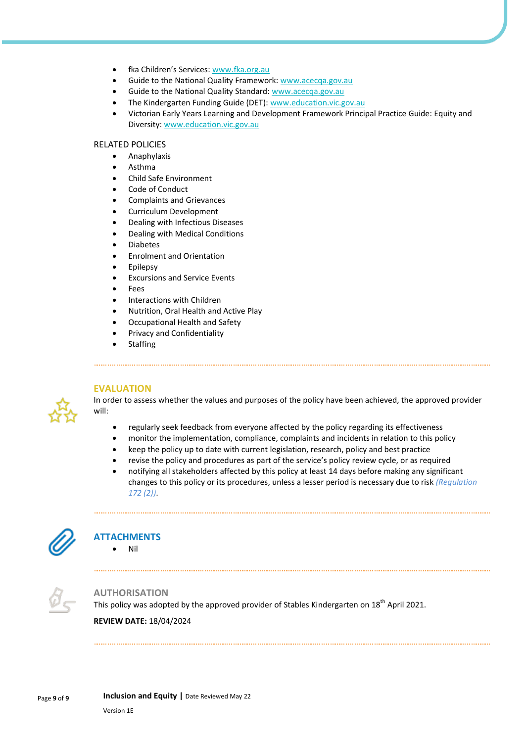- fka Children's Services: www.fka.org.au
- Guide to the National Quality Framework: www.acecqa.gov.au
- Guide to the National Quality Standard: www.acecqa.gov.au
- The Kindergarten Funding Guide (DET): www.education.vic.gov.au
- Victorian Early Years Learning and Development Framework Principal Practice Guide: Equity and Diversity: www.education.vic.gov.au

RELATED POLICIES

- Anaphylaxis
- Asthma
- Child Safe Environment
- Code of Conduct
- Complaints and Grievances
- Curriculum Development
- Dealing with Infectious Diseases
- Dealing with Medical Conditions
- Diabetes
- Enrolment and Orientation
- Epilepsy
- Excursions and Service Events
- Fees
- Interactions with Children
- Nutrition, Oral Health and Active Play
- Occupational Health and Safety
- Privacy and Confidentiality
- Staffing

## EVALUATION

In order to assess whether the values and purposes of the policy have been achieved, the approved provider will:

- regularly seek feedback from everyone affected by the policy regarding its effectiveness
- monitor the implementation, compliance, complaints and incidents in relation to this policy
- keep the policy up to date with current legislation, research, policy and best practice
- revise the policy and procedures as part of the service's policy review cycle, or as required
- notifying all stakeholders affected by this policy at least 14 days before making any significant changes to this policy or its procedures, unless a lesser period is necessary due to risk *(Regulation 172 (2))*.

## ATTACHMENTS

- Nil

## AUTHORISATION

This policy was adopted by the approved provider of Stables Kindergarten on 18th April 2021.

**REVIEW DATE:** 18/04/2024